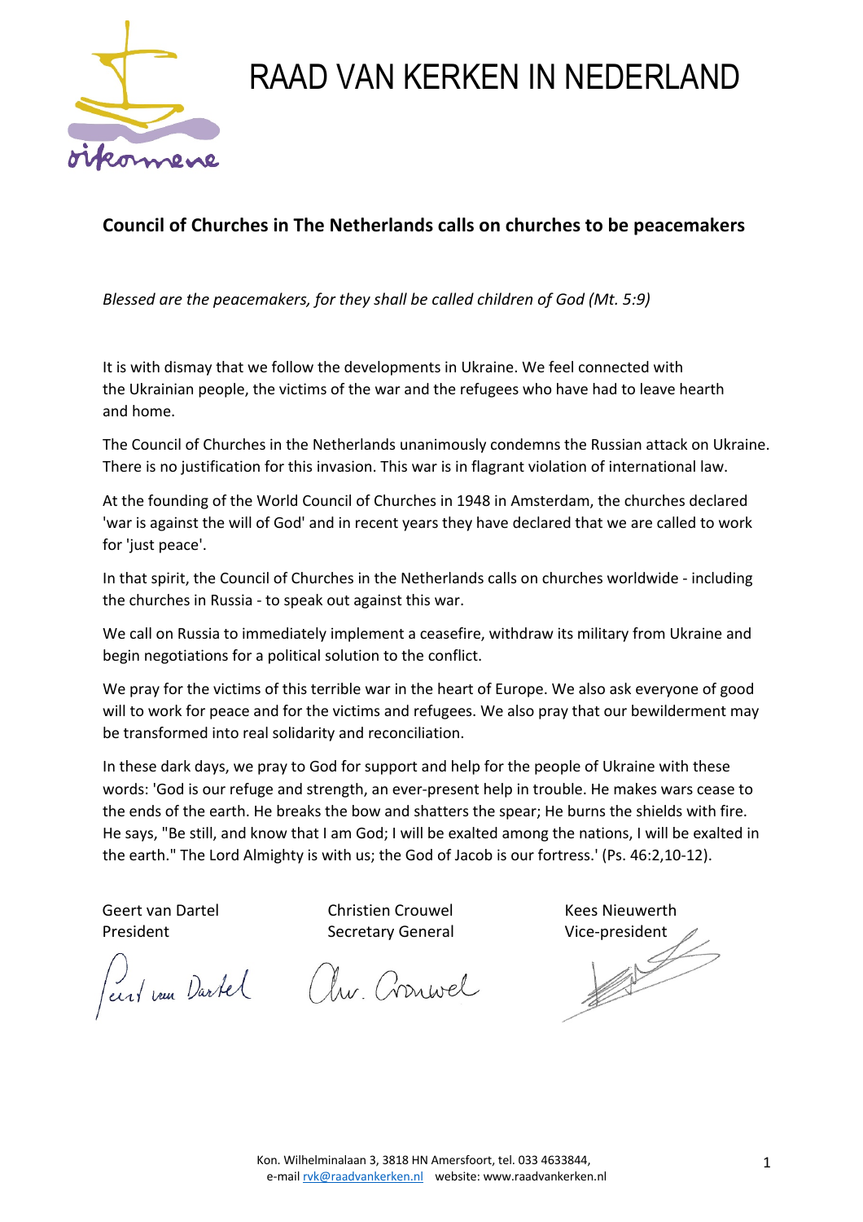# RAAD VAN KERKEN IN NEDERLAND

## Council of Churches in The Netherlands calls on churches to be peacemakers

*Blessed are the peacemakers, for they shall be called children of God (Mt. 5:9)*

It is with dismay that we follow the developments in Ukraine. We feel connected with the Ukrainian people, the victims of the war and the refugees who have had to leave hearth and home.

The Council of Churches in the Netherlands unanimously condemns the Russian attack on Ukraine. There is no justification for this invasion. This war is in flagrant violation of international law.

At the founding of the World Council of Churches in 1948 in Amsterdam, the churches declared 'war is against the will of God' and in recent years they have declared that we are called to work for 'just peace'.

In that spirit, the Council of Churches in the Netherlands calls on churches worldwide - including the churches in Russia - to speak out against this war.

We call on Russia to immediately implement a ceasefire, withdraw its military from Ukraine and begin negotiations for a political solution to the conflict.

We pray for the victims of this terrible war in the heart of Europe. We also ask everyone of good will to work for peace and for the victims and refugees. We also pray that our bewilderment may be transformed into real solidarity and reconciliation.

In these dark days, we pray to God for support and help for the people of Ukraine with these words: 'God is our refuge and strength, an ever-present help in trouble. He makes wars cease to the ends of the earth. He breaks the bow and shatters the spear; He burns the shields with fire. He says, "Be still, and know that I am God; I will be exalted among the nations, I will be exalted in the earth." The Lord Almighty is with us; the God of Jacob is our fortress.' (Ps. 46:2,10-12).

Geert van Dartel
President

Christien Crouwel
Secretary General

Kees Nieuwerth
Vice-president

Kon. Wilhelminalaan 3, 3818 HN Amersfoort, tel. 033 4633844,
e-mail rvk@raadvankerken.nl website: www.raadvankerken.nl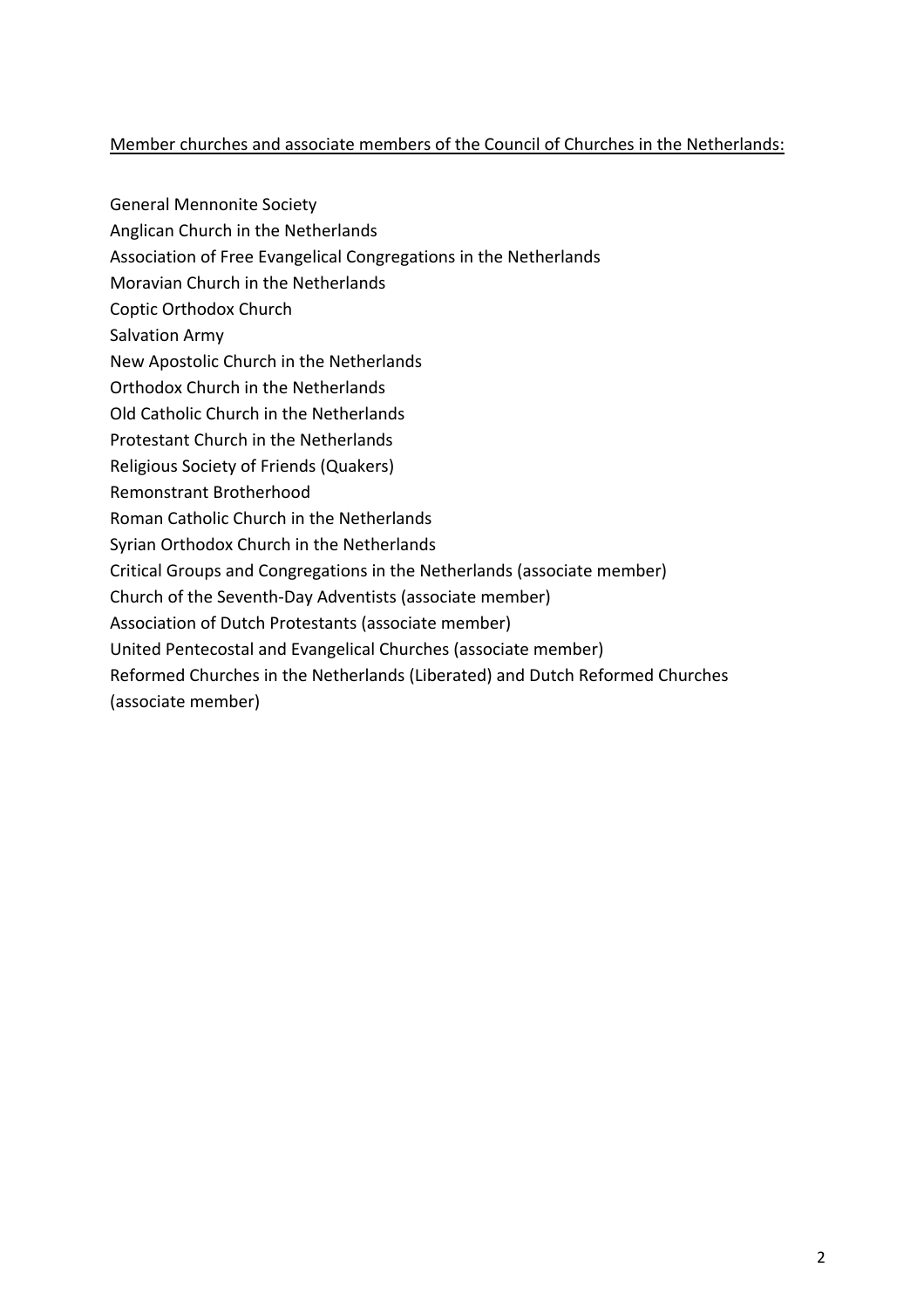<u>Member churches and associate members of the Council of Churches in the Netherlands:</u>

General Mennonite Society
Anglican Church in the Netherlands
Association of Free Evangelical Congregations in the Netherlands
Moravian Church in the Netherlands
Coptic Orthodox Church
Salvation Army
New Apostolic Church in the Netherlands
Orthodox Church in the Netherlands
Old Catholic Church in the Netherlands
Protestant Church in the Netherlands
Religious Society of Friends (Quakers)
Remonstrant Brotherhood
Roman Catholic Church in the Netherlands
Syrian Orthodox Church in the Netherlands
Critical Groups and Congregations in the Netherlands (associate member)
Church of the Seventh-Day Adventists (associate member)
Association of Dutch Protestants (associate member)
United Pentecostal and Evangelical Churches (associate member)
Reformed Churches in the Netherlands (Liberated) and Dutch Reformed Churches (associate member)